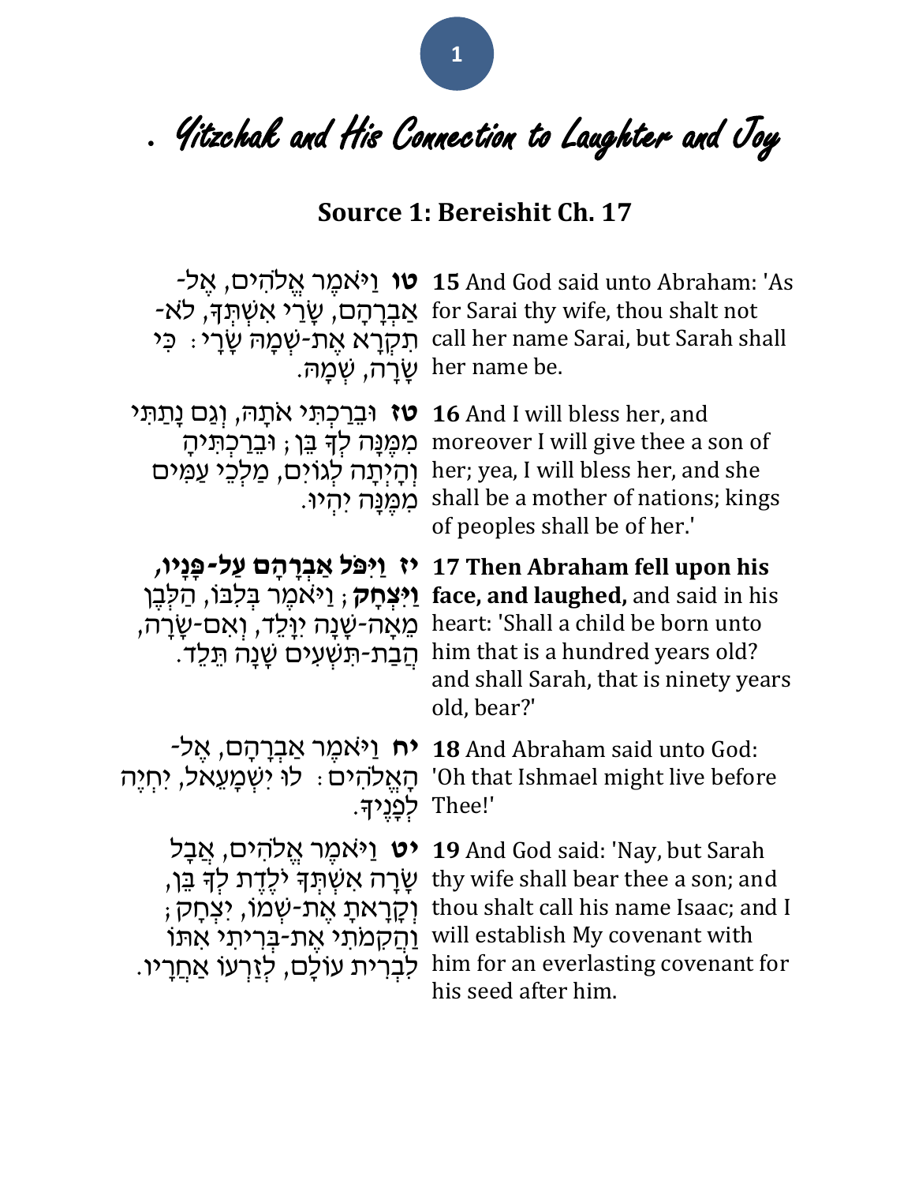# . Yitzchak and His Connection to Laughter and Joy

## Source 1: Bereishit Ch. 17

| | |
|---|---|
| **טו** וַיֹּאמֶר אֱלֹהִים, אֶל-אַבְרָהָם, שָׂרַי אִשְׁתְּךָ, לֹא-תִקְרָא אֶת-שְׁמָהּ שָׂרָי: כִּי שָׂרָה, שְׁמָהּ. | **15** And God said unto Abraham: 'As for Sarai thy wife, thou shalt not call her name Sarai, but Sarah shall her name be. |
| **טז** וּבֵרַכְתִּי אֹתָהּ, וְגַם נָתַתִּי מִמֶּנָּה לְךָ בֵּן; וּבֵרַכְתִּיהָ וְהָיְתָה לְגוֹיִם, מַלְכֵי עַמִּים מִמֶּנָּה יִהְיוּ. | **16** And I will bless her, and moreover I will give thee a son of her; yea, I will bless her, and she shall be a mother of nations; kings of peoples shall be of her.' |
| **יז** **וַיִּפֹּל אַבְרָהָם עַל-פָּנָיו, וַיִּצְחָק**; וַיֹּאמֶר בְּלִבּוֹ, הַלְּבֶן מֵאָה-שָׁנָה יִוָּלֵד, וְאִם-שָׂרָה, הֲבַת-תִּשְׁעִים שָׁנָה תֵּלֵד. | **17 Then Abraham fell upon his face, and laughed,** and said in his heart: 'Shall a child be born unto him that is a hundred years old? and shall Sarah, that is ninety years old, bear?' |
| **יח** וַיֹּאמֶר אַבְרָהָם, אֶל-הָאֱלֹהִים: לוּ יִשְׁמָעֵאל, יִחְיֶה לְפָנֶיךָ. | **18** And Abraham said unto God: 'Oh that Ishmael might live before Thee!' |
| **יט** וַיֹּאמֶר אֱלֹהִים, אֲבָל שָׂרָה אִשְׁתְּךָ יֹלֶדֶת לְךָ בֵּן, וְקָרָאתָ אֶת-שְׁמוֹ, יִצְחָק; וַהֲקִמֹתִי אֶת-בְּרִיתִי אִתּוֹ לִבְרִית עוֹלָם, לְזַרְעוֹ אַחֲרָיו. | **19** And God said: 'Nay, but Sarah thy wife shall bear thee a son; and thou shalt call his name Isaac; and I will establish My covenant with him for an everlasting covenant for his seed after him. |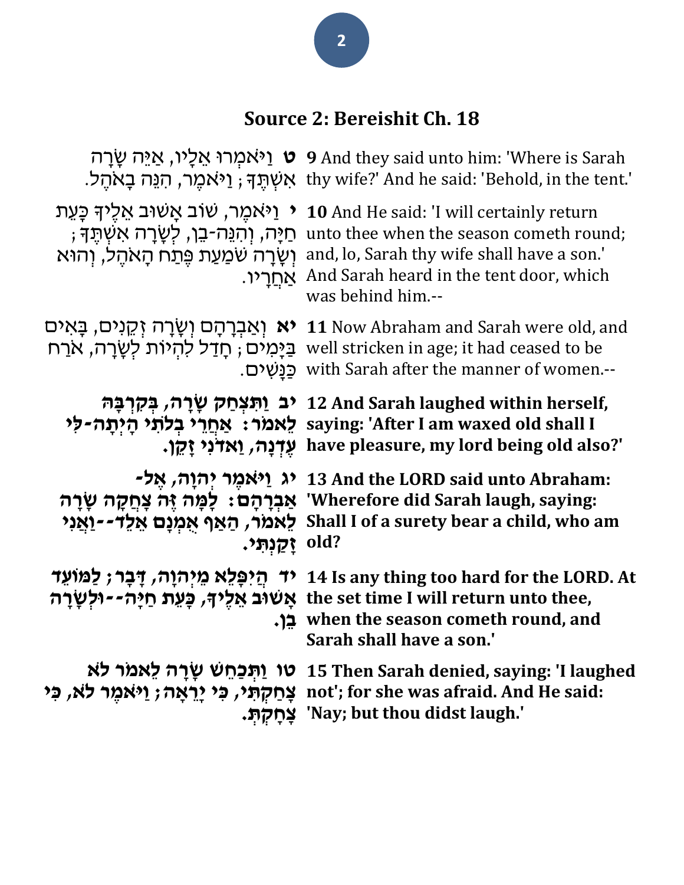## Source 2: Bereishit Ch. 18

| | |
|---|---|
| ט וַיֹּאמְרוּ אֵלָיו, אַיֵּה שָׂרָה אִשְׁתֶּךָ; וַיֹּאמֶר, הִנֵּה בָאֹהֶל. | **9** And they said unto him: 'Where is Sarah thy wife?' And he said: 'Behold, in the tent.' |
| י וַיֹּאמֶר, שׁוֹב אָשׁוּב אֵלֶיךָ כָּעֵת חַיָּה, וְהִנֵּה-בֵן, לְשָׂרָה אִשְׁתֶּךָ; וְשָׂרָה שֹׁמַעַת פֶּתַח הָאֹהֶל, וְהוּא אַחֲרָיו. | **10** And He said: 'I will certainly return unto thee when the season cometh round; and, lo, Sarah thy wife shall have a son.' And Sarah heard in the tent door, which was behind him.-- |
| יא וְאַבְרָהָם וְשָׂרָה זְקֵנִים, בָּאִים בַּיָּמִים; חָדַל לִהְיוֹת לְשָׂרָה, אֹרַח כַּנָּשִׁים. | **11** Now Abraham and Sarah were old, and well stricken in age; it had ceased to be with Sarah after the manner of women.-- |
| **יב וַתִּצְחַק שָׂרָה, בְּקִרְבָּהּ לֵאמֹר: אַחֲרֵי בְלֹתִי הָיְתָה-לִּי עֶדְנָה, וַאדֹנִי זָקֵן.** | **12 And Sarah laughed within herself, saying: 'After I am waxed old shall I have pleasure, my lord being old also?'** |
| **יג וַיֹּאמֶר יְהוָה, אֶל-אַבְרָהָם: לָמָּה זֶּה צָחֲקָה שָׂרָה לֵאמֹר, הַאַף אֻמְנָם אֵלֵד--וַאֲנִי זָקַנְתִּי.** | **13 And the LORD said unto Abraham: 'Wherefore did Sarah laugh, saying: Shall I of a surety bear a child, who am old?** |
| **יד הֲיִפָּלֵא מֵיְהוָה, דָּבָר; לַמּוֹעֵד אָשׁוּב אֵלֶיךָ, כָּעֵת חַיָּה--וּלְשָׂרָה בֵן.** | **14 Is any thing too hard for the LORD. At the set time I will return unto thee, when the season cometh round, and Sarah shall have a son.'** |
| **טו וַתְּכַחֵשׁ שָׂרָה לֵאמֹר לֹא צָחַקְתִּי, כִּי יָרֵאָה; וַיֹּאמֶר לֹא, כִּי צָחָקְתְּ.** | **15 Then Sarah denied, saying: 'I laughed not'; for she was afraid. And He said: 'Nay; but thou didst laugh.'** |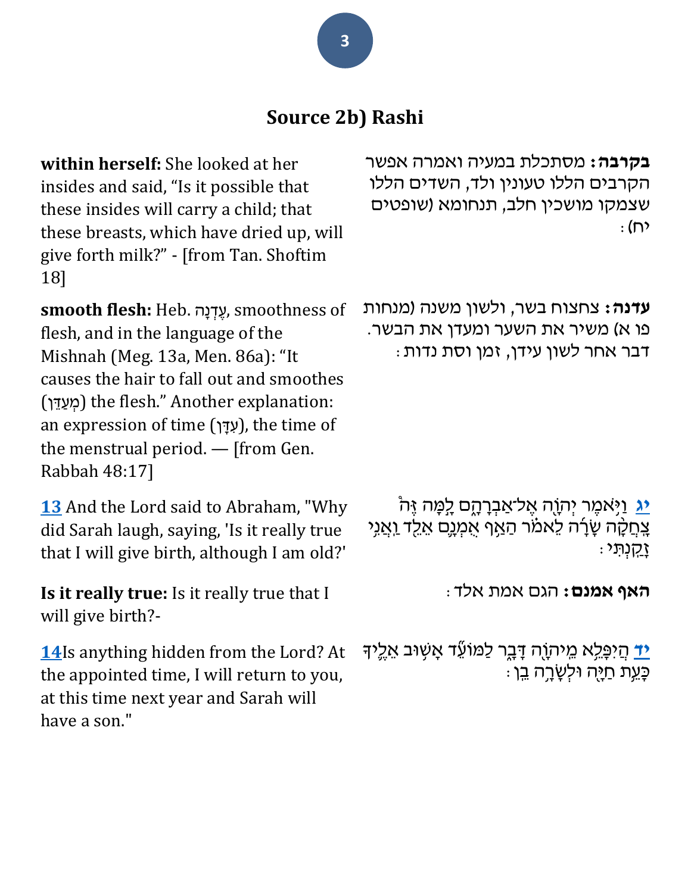## Source 2b) Rashi

**within herself:** She looked at her insides and said, "Is it possible that these insides will carry a child; that these breasts, which have dried up, will give forth milk?" - [from Tan. Shoftim 18]

**בקרבה:** מסתכלת במעיה ואמרה אפשר הקרבים הללו טעונין ולד, השדים הללו שצמקו מושכין חלב, תנחומא (שופטים יח):

**smooth flesh:** Heb. עֶדְנָה, smoothness of flesh, and in the language of the Mishnah (Meg. 13a, Men. 86a): "It causes the hair to fall out and smoothes (מְעַדֵּן) the flesh." Another explanation: an expression of time (עִדָּן), the time of the menstrual period. — [from Gen. Rabbah 48:17]

**עדנה:** צחצוח בשר, ולשון משנה (מנחות פו א) משיר את השער ומעדן את הבשר. דבר אחר לשון עידן, זמן וסת נדות:

**13** And the Lord said to Abraham, "Why did Sarah laugh, saying, 'Is it really true that I will give birth, although I am old?'

**יג** וַיֹּאמֶר יְהֹוָה אֶל־אַבְרָהָם לָמָּה זֶּה צָחֲקָה שָׂרָה לֵאמֹר הַאַף אֻמְנָם אֵלֵד וַאֲנִי זָקַנְתִּי:

**Is it really true:** Is it really true that I will give birth?-

**האף אמנם:** הגם אמת אלד:

**14** Is anything hidden from the Lord? At the appointed time, I will return to you, at this time next year and Sarah will have a son."

**יד** הֲיִפָּלֵא מֵיְהֹוָה דָּבָר לַמּוֹעֵד אָשׁוּב אֵלֶיךָ כָּעֵת חַיָּה וּלְשָׂרָה בֵן: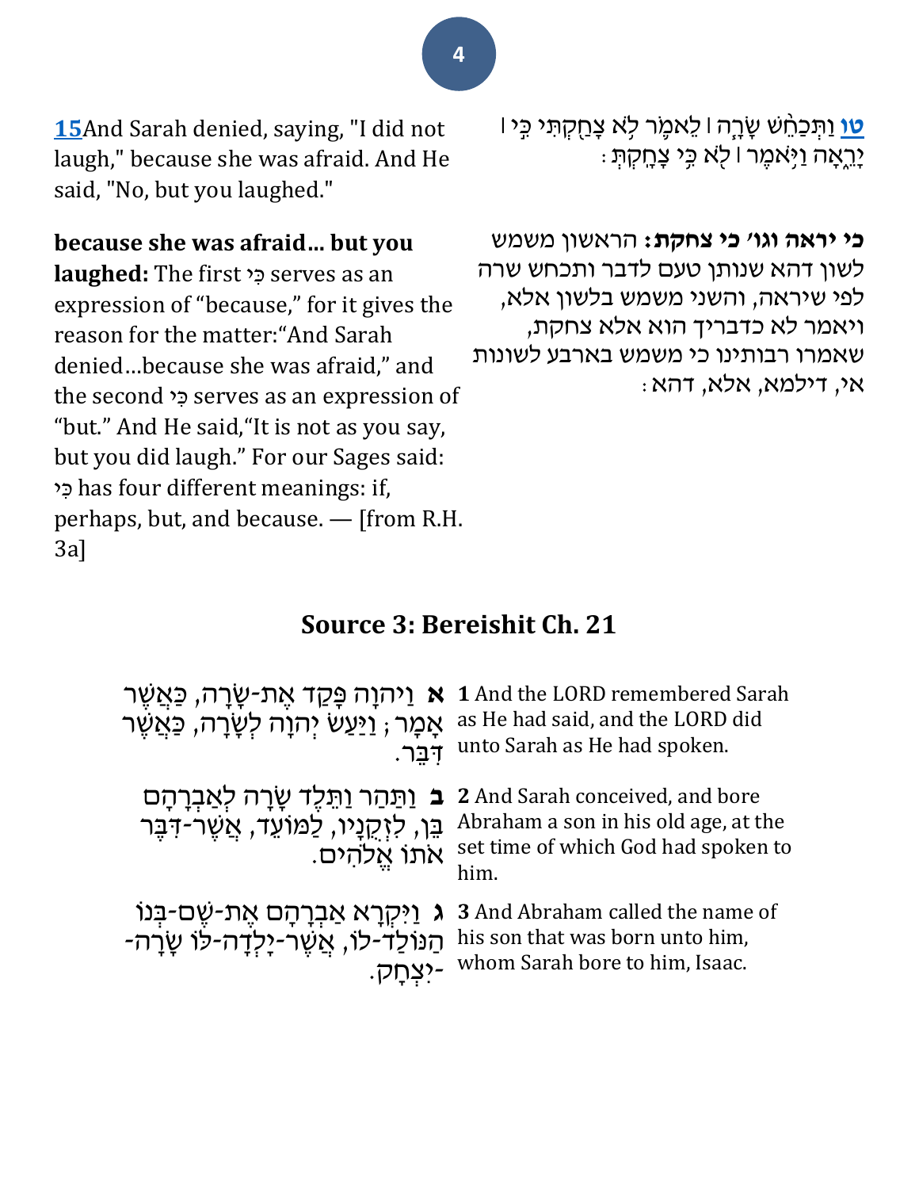טו וַתְּכַחֵ֨שׁ שָׂרָ֧ה ׀ לֵאמֹ֛ר לֹ֥א צָחַ֖קְתִּי כִּ֣י ׀ יָרֵ֑אָה וַיֹּ֥אמֶר ׀ לֹ֖א כִּ֥י צָחָֽקְתְּ׃

[15](#) And Sarah denied, saying, "I did not laugh," because she was afraid. And He said, "No, but you laughed."

**כי יראה וגו' כי צחקת:** הראשון משמש לשון דהא שנותן טעם לדבר ותכחש שרה לפי שיראה, והשני משמש בלשון אלא, ויאמר לא כדבריך הוא אלא צחקת, שאמרו רבותינו כי משמש בארבע לשונות אי, דילמא, אלא, דהא:

**because she was afraid... but you laughed:** The first כִּי serves as an expression of "because," for it gives the reason for the matter:"And Sarah denied...because she was afraid," and the second כִּי serves as an expression of "but." And He said,"It is not as you say, but you did laugh." For our Sages said: כִּי has four different meanings: if, perhaps, but, and because. — [from R.H. 3a]

## Source 3: Bereishit Ch. 21

**א** וַיהוָה פָּקַד אֶת-שָׂרָה, כַּאֲשֶׁר אָמָר; וַיַּעַשׂ יְהוָה לְשָׂרָה, כַּאֲשֶׁר דִּבֵּר.

**1** And the LORD remembered Sarah as He had said, and the LORD did unto Sarah as He had spoken.

**ב** וַתַּהַר וַתֵּלֶד שָׂרָה לְאַבְרָהָם בֵּן, לִזְקֻנָיו, לַמּוֹעֵד, אֲשֶׁר-דִּבֶּר אֹתוֹ אֱלֹהִים.

**2** And Sarah conceived, and bore Abraham a son in his old age, at the set time of which God had spoken to him.

**ג** וַיִּקְרָא אַבְרָהָם אֶת-שֶׁם-בְּנוֹ הַנּוֹלַד-לוֹ, אֲשֶׁר-יָלְדָה-לּוֹ שָׂרָה--יִצְחָק.

**3** And Abraham called the name of his son that was born unto him, whom Sarah bore to him, Isaac.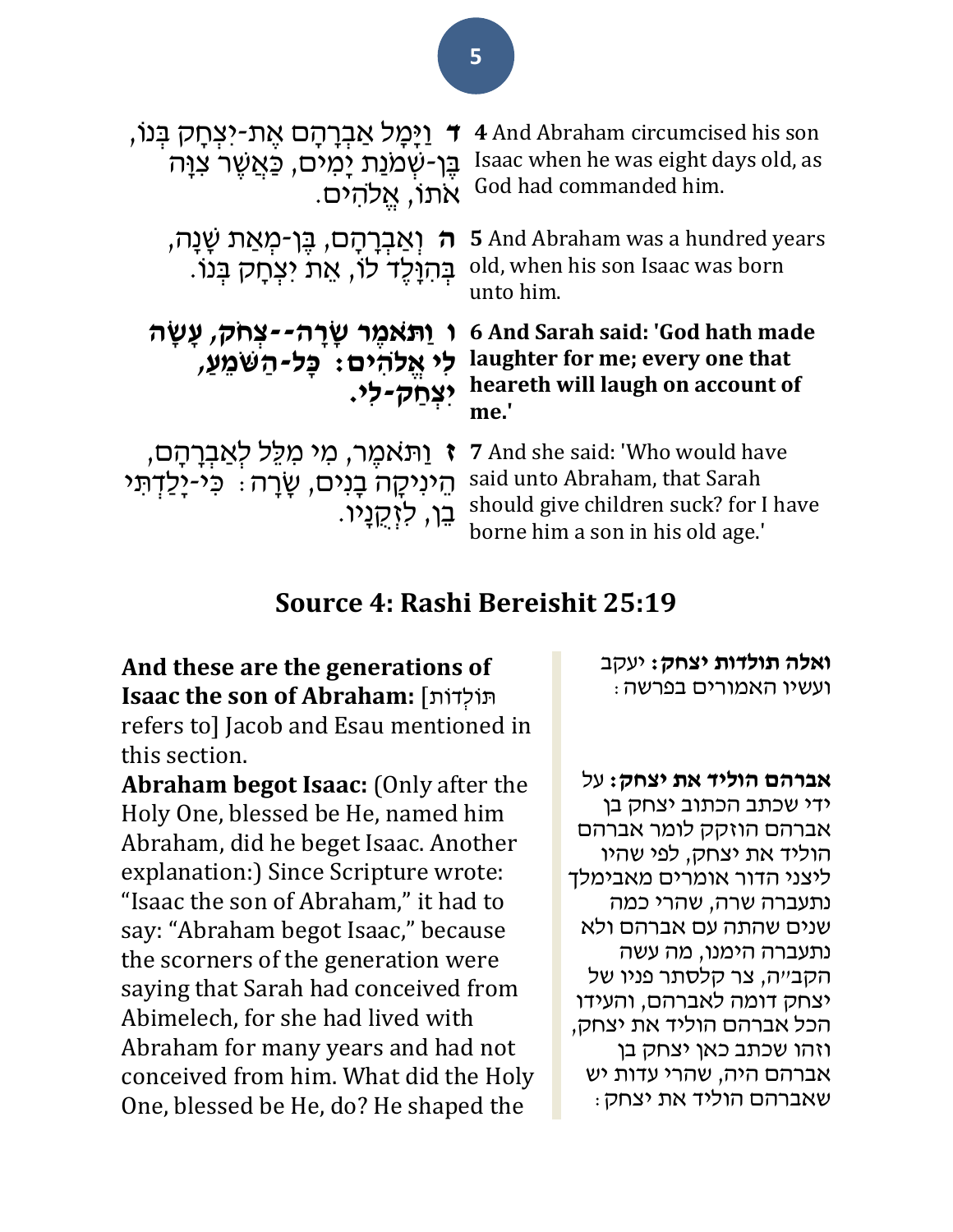| | |
|---|---|
| **ד** וַיָּמָל אַבְרָהָם אֶת-יִצְחָק בְּנוֹ, בֶּן-שְׁמֹנַת יָמִים, כַּאֲשֶׁר צִוָּה אֹתוֹ, אֱלֹהִים. | **4** And Abraham circumcised his son Isaac when he was eight days old, as God had commanded him. |
| **ה** וְאַבְרָהָם, בֶּן-מְאַת שָׁנָה, בְּהִוָּלֶד לוֹ, אֵת יִצְחָק בְּנוֹ. | **5** And Abraham was a hundred years old, when his son Isaac was born unto him. |
| **ו וַתֹּאמֶר שָׂרָה--צְחֹק, עָשָׂה לִי אֱלֹהִים: כָּל-הַשֹּׁמֵעַ, יִצְחַק-לִי.** | **6 And Sarah said: 'God hath made laughter for me; every one that heareth will laugh on account of me.'** |
| **ז** וַתֹּאמֶר, מִי מִלֵּל לְאַבְרָהָם, הֵינִיקָה בָנִים, שָׂרָה: כִּי-יָלַדְתִּי בֵן, לִזְקֻנָיו. | **7** And she said: 'Who would have said unto Abraham, that Sarah should give children suck? for I have borne him a son in his old age.' |

## Source 4: Rashi Bereishit 25:19

**And these are the generations of Isaac the son of Abraham:** [תּוֹלְדוֹת refers to] Jacob and Esau mentioned in this section.

**Abraham begot Isaac:** (Only after the Holy One, blessed be He, named him Abraham, did he beget Isaac. Another explanation:) Since Scripture wrote: "Isaac the son of Abraham," it had to say: "Abraham begot Isaac," because the scorners of the generation were saying that Sarah had conceived from Abimelech, for she had lived with Abraham for many years and had not conceived from him. What did the Holy One, blessed be He, do? He shaped the

**ואלה תולדות יצחק:** יעקב ועשיו האמורים בפרשה:

**אברהם הוליד את יצחק:** על ידי שכתב הכתוב יצחק בן אברהם הוזקק לומר אברהם הוליד את יצחק, לפי שהיו ליצני הדור אומרים מאבימלך נתעברה שרה, שהרי כמה שנים שהתה עם אברהם ולא נתעברה הימנו, מה עשה הקב"ה, צר קלסתר פניו של יצחק דומה לאברהם, והעידו הכל אברהם הוליד את יצחק, וזהו שכתב כאן יצחק בן אברהם היה, שהרי עדות יש שאברהם הוליד את יצחק: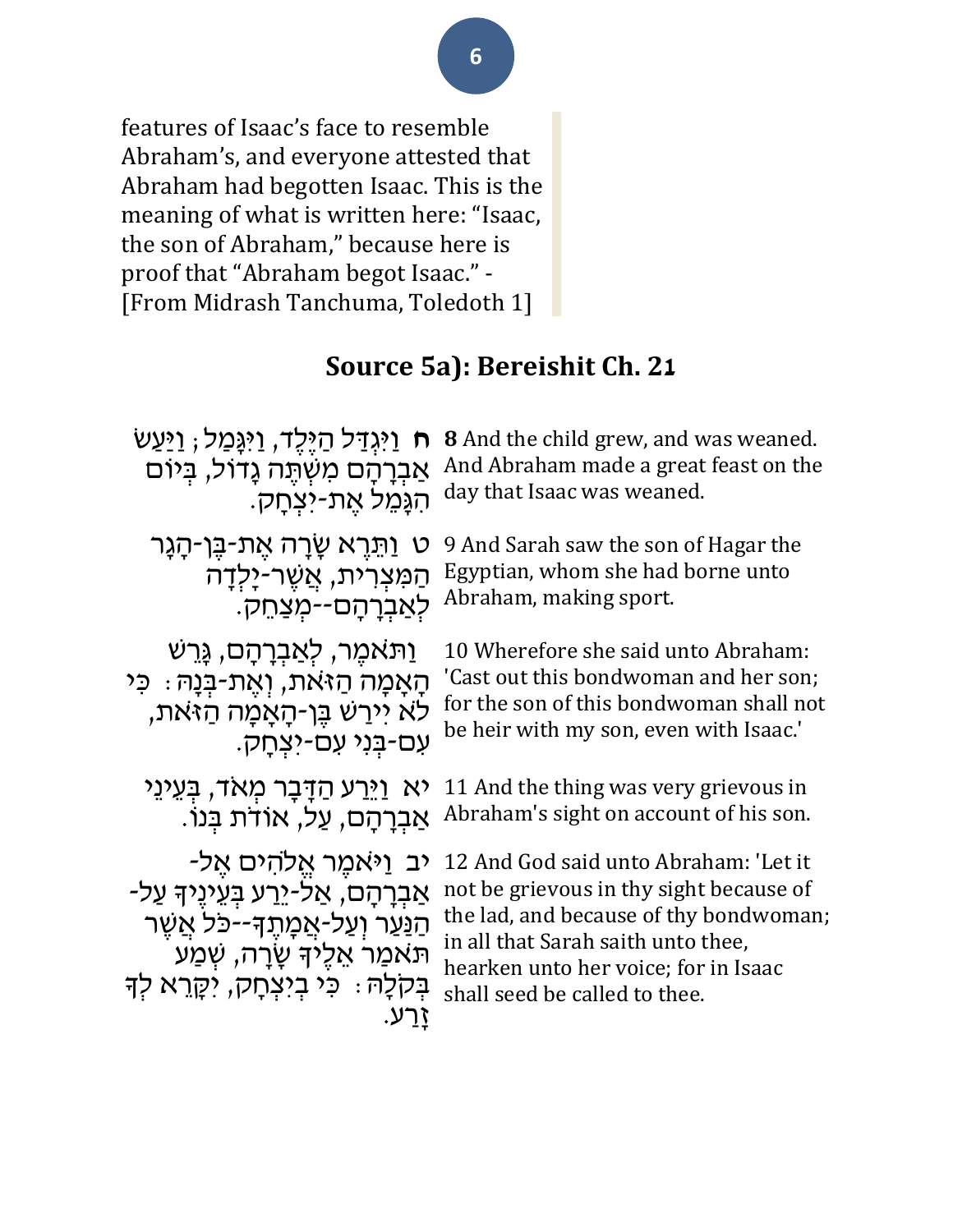features of Isaac's face to resemble Abraham's, and everyone attested that Abraham had begotten Isaac. This is the meaning of what is written here: "Isaac, the son of Abraham," because here is proof that "Abraham begot Isaac." - [From Midrash Tanchuma, Toledoth 1]

## Source 5a): Bereishit Ch. 21

| | |
|---|---|
| ח וַיִּגְדַּל הַיֶּלֶד, וַיִּגָּמַל; וַיַּעַשׂ אַבְרָהָם מִשְׁתֶּה גָדוֹל, בְּיוֹם הִגָּמֵל אֶת-יִצְחָק. | **8** And the child grew, and was weaned. And Abraham made a great feast on the day that Isaac was weaned. |
| ט וַתֵּרֶא שָׂרָה אֶת-בֶּן-הָגָר הַמִּצְרִית, אֲשֶׁר-יָלְדָה לְאַבְרָהָם--מְצַחֵק. | 9 And Sarah saw the son of Hagar the Egyptian, whom she had borne unto Abraham, making sport. |
| וַתֹּאמֶר, לְאַבְרָהָם, גָּרֵשׁ הָאָמָה הַזֹּאת, וְאֶת-בְּנָהּ: כִּי לֹא יִירַשׁ בֶּן-הָאָמָה הַזֹּאת, עִם-בְּנִי עִם-יִצְחָק. | 10 Wherefore she said unto Abraham: 'Cast out this bondwoman and her son; for the son of this bondwoman shall not be heir with my son, even with Isaac.' |
| יא וַיֵּרַע הַדָּבָר מְאֹד, בְּעֵינֵי אַבְרָהָם, עַל, אוֹדֹת בְּנוֹ. | 11 And the thing was very grievous in Abraham's sight on account of his son. |
| יב וַיֹּאמֶר אֱלֹהִים אֶל-אַבְרָהָם, אַל-יֵרַע בְּעֵינֶיךָ עַל-הַנַּעַר וְעַל-אֲמָתֶךָ--כֹּל אֲשֶׁר תֹּאמַר אֵלֶיךָ שָׂרָה, שְׁמַע בְּקֹלָהּ: כִּי בְיִצְחָק, יִקָּרֵא לְךָ זָרַע. | 12 And God said unto Abraham: 'Let it not be grievous in thy sight because of the lad, and because of thy bondwoman; in all that Sarah saith unto thee, hearken unto her voice; for in Isaac shall seed be called to thee. |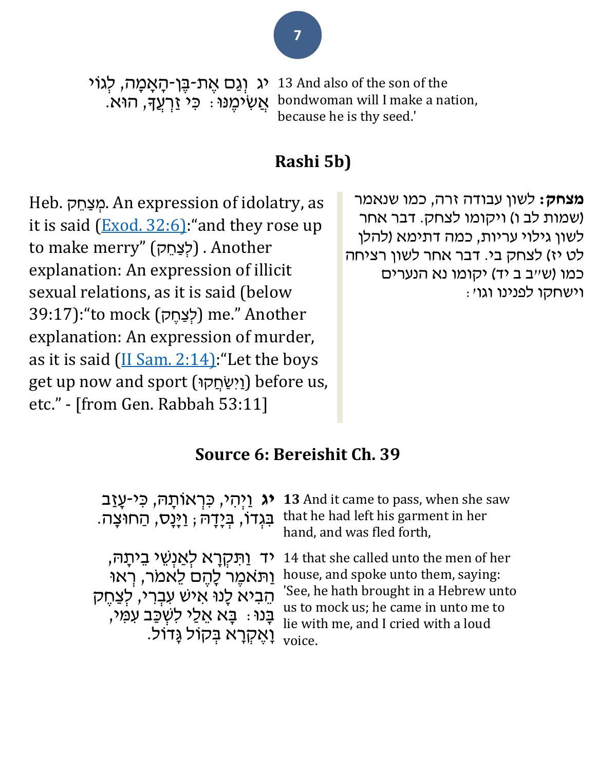יג וְגַם אֶת-בֶּן-הָאָמָה, לְגוֹי אֲשִׂימֶנּוּ: כִּי זַרְעֲךָ, הוּא.

13 And also of the son of the bondwoman will I make a nation, because he is thy seed.'

## Rashi 5b)

**מצחק:** לשון עבודה זרה, כמו שנאמר (שמות לב ו) ויקומו לצחק. דבר אחר לשון גילוי עריות, כמה דתימא (להלן לט יז) לצחק בי. דבר אחר לשון רציחה כמו (ש"ב ב יד) יקומו נא הנערים וישחקו לפנינו וגו':

Heb. מְצַחֵק. An expression of idolatry, as it is said (Exod. 32:6):"and they rose up to make merry" (לְצַחֵק) . Another explanation: An expression of illicit sexual relations, as it is said (below 39:17):"to mock (לְצַחֶק) me." Another explanation: An expression of murder, as it is said (II Sam. 2:14):"Let the boys get up now and sport (וִישַׂחֲקוּ) before us, etc." - [from Gen. Rabbah 53:11]

## Source 6: Bereishit Ch. 39

**יג** וַיְהִי, כִּרְאוֹתָהּ, כִּי-עָזַב בִּגְדוֹ, בְּיָדָהּ; וַיָּנָס, הַחוּצָה.

**13** And it came to pass, when she saw that he had left his garment in her hand, and was fled forth,

יד וַתִּקְרָא לְאַנְשֵׁי בֵיתָהּ, וַתֹּאמֶר לָהֶם לֵאמֹר, רְאוּ הֵבִיא לָנוּ אִישׁ עִבְרִי, לְצַחֶק בָּנוּ: בָּא אֵלַי לִשְׁכַּב עִמִּי, וָאֶקְרָא בְּקוֹל גָּדוֹל.

14 that she called unto the men of her house, and spoke unto them, saying: 'See, he hath brought in a Hebrew unto us to mock us; he came in unto me to lie with me, and I cried with a loud voice.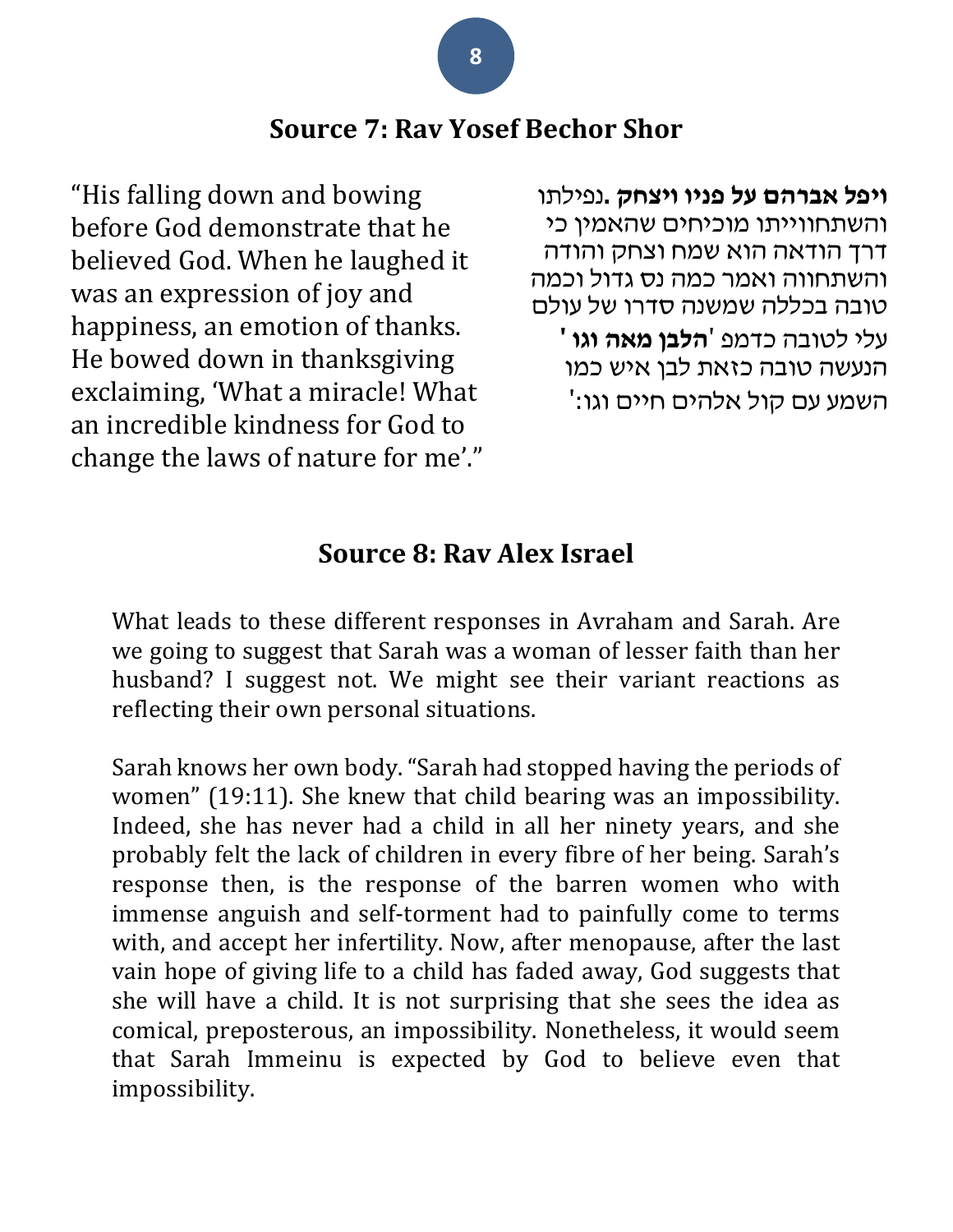## Source 7: Rav Yosef Bechor Shor

"His falling down and bowing before God demonstrate that he believed God. When he laughed it was an expression of joy and happiness, an emotion of thanks. He bowed down in thanksgiving exclaiming, 'What a miracle! What an incredible kindness for God to change the laws of nature for me'."

**ויפל אברהם על פניו ויצחק** .נפילתו והשתחווייתו מוכיחים שהאמין כי דרך הודאה הוא שמח וצחק והודה והשתחווה ואמר כמה נס גדול וכמה טובה בכללה שמשנה סדרו של עולם עלי לטובה כדמפ '**הלבן מאה וגו** ' הנעשה טובה כזאת לבן איש כמו השמע עם קול אלהים חיים וגו:'

## Source 8: Rav Alex Israel

What leads to these different responses in Avraham and Sarah. Are we going to suggest that Sarah was a woman of lesser faith than her husband? I suggest not. We might see their variant reactions as reflecting their own personal situations.

Sarah knows her own body. "Sarah had stopped having the periods of women" (19:11). She knew that child bearing was an impossibility. Indeed, she has never had a child in all her ninety years, and she probably felt the lack of children in every fibre of her being. Sarah's response then, is the response of the barren women who with immense anguish and self-torment had to painfully come to terms with, and accept her infertility. Now, after menopause, after the last vain hope of giving life to a child has faded away, God suggests that she will have a child. It is not surprising that she sees the idea as comical, preposterous, an impossibility. Nonetheless, it would seem that Sarah Immeinu is expected by God to believe even that impossibility.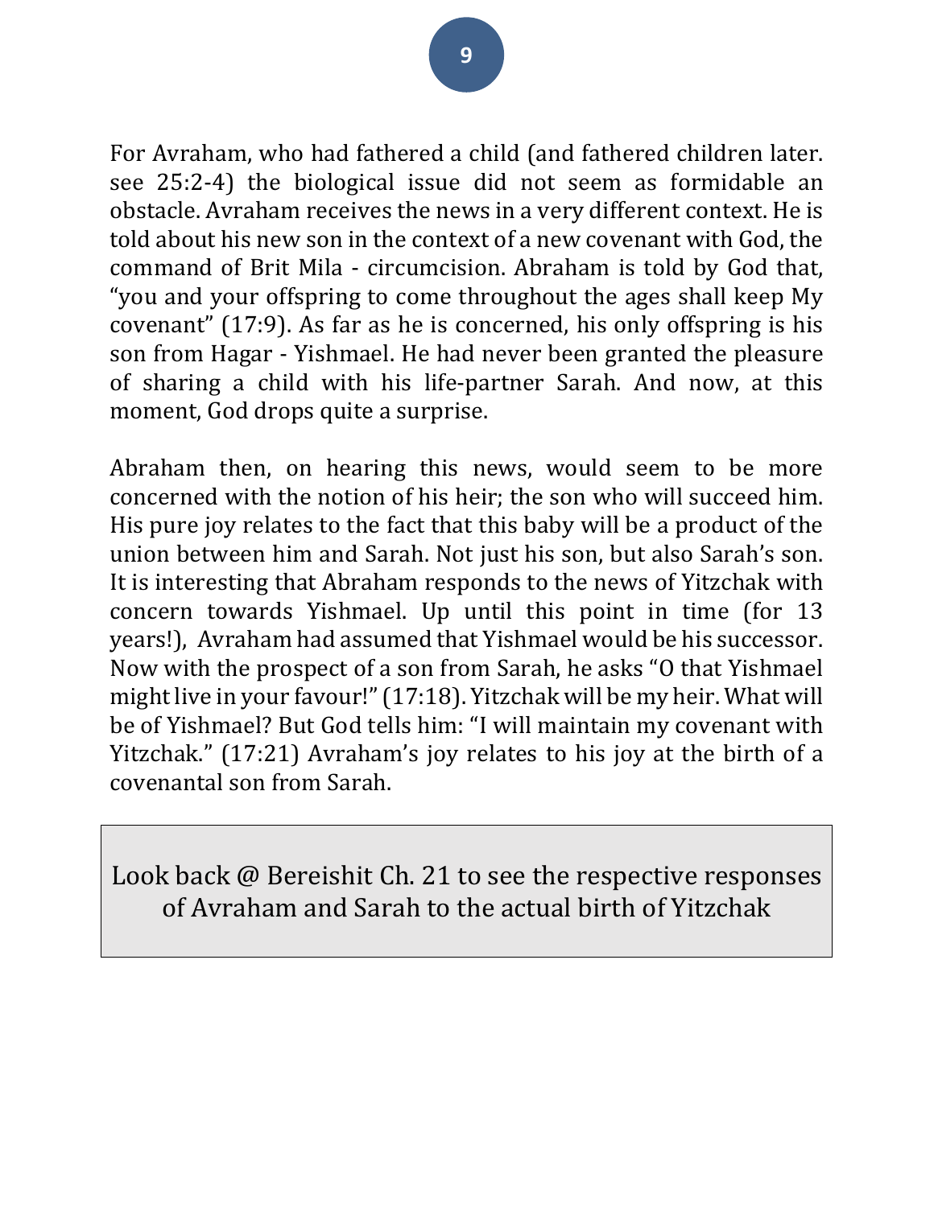For Avraham, who had fathered a child (and fathered children later. see 25:2-4) the biological issue did not seem as formidable an obstacle. Avraham receives the news in a very different context. He is told about his new son in the context of a new covenant with God, the command of Brit Mila - circumcision. Abraham is told by God that, "you and your offspring to come throughout the ages shall keep My covenant" (17:9). As far as he is concerned, his only offspring is his son from Hagar - Yishmael. He had never been granted the pleasure of sharing a child with his life-partner Sarah. And now, at this moment, God drops quite a surprise.

Abraham then, on hearing this news, would seem to be more concerned with the notion of his heir; the son who will succeed him. His pure joy relates to the fact that this baby will be a product of the union between him and Sarah. Not just his son, but also Sarah's son. It is interesting that Abraham responds to the news of Yitzchak with concern towards Yishmael. Up until this point in time (for 13 years!), Avraham had assumed that Yishmael would be his successor. Now with the prospect of a son from Sarah, he asks "O that Yishmael might live in your favour!" (17:18). Yitzchak will be my heir. What will be of Yishmael? But God tells him: "I will maintain my covenant with Yitzchak." (17:21) Avraham's joy relates to his joy at the birth of a covenantal son from Sarah.

> Look back @ Bereishit Ch. 21 to see the respective responses of Avraham and Sarah to the actual birth of Yitzchak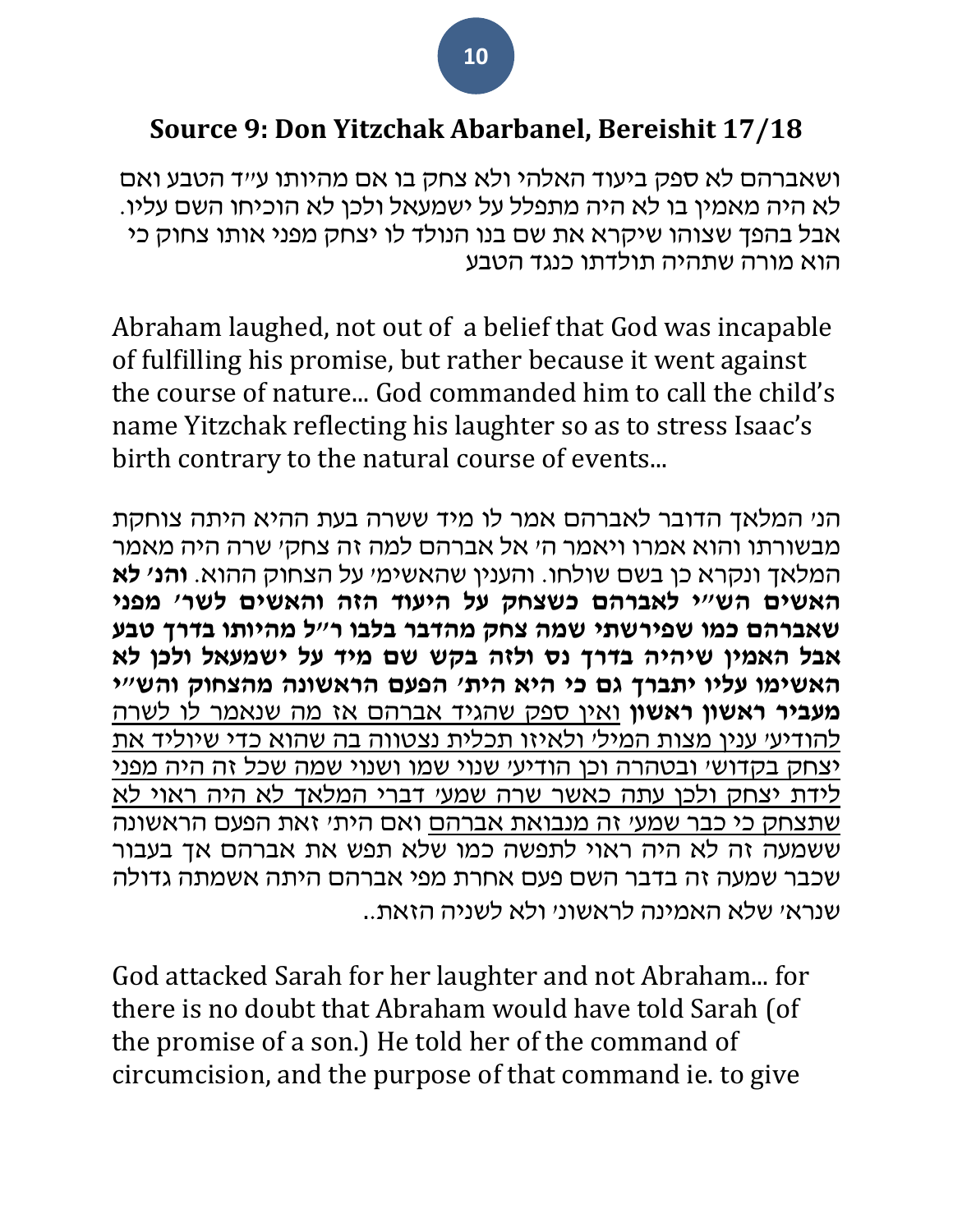## Source 9: Don Yitzchak Abarbanel, Bereishit 17/18

ושאברהם לא ספק ביעוד האלהי ולא צחק בו אם מהיותו ע״ד הטבע ואם לא היה מאמין בו לא היה מתפלל על ישמעאל ולכן לא הוכיחו השם עליו. אבל בהפך שצוהו שיקרא את שם בנו הנולד לו יצחק מפני אותו צחוק כי הוא מורה שתהיה תולדתו כנגד הטבע

Abraham laughed, not out of a belief that God was incapable of fulfilling his promise, but rather because it went against the course of nature... God commanded him to call the child's name Yitzchak reflecting his laughter so as to stress Isaac's birth contrary to the natural course of events...

הנ׳ המלאך הדובר לאברהם אמר לו מיד ששרה בעת ההיא היתה צוחקת מבשורתו והוא אמרו ויאמר ה׳ אל אברהם למה זה צחק׳ שרה היה מאמר המלאך ונקרא כן בשם שולחו. והענין שהאשימ׳ על הצחוק ההוא. **והנ׳ לא האשים הש״י לאברהם כשצחק על היעוד הזה והאשים לשר׳ מפני שאברהם כמו שפירשתי שמה צחק מהדבר בלבו ר״ל מהיותו בדרך טבע אבל האמין שיהיה בדרך נס ולזה בקש שם מיד על ישמעאל ולכן לא האשימו עליו יתברך גם כי היא היתה הפעם הראשונה מהצחוק והש״י מעביר ראשון ראשון** ואין ספק שהגיד אברהם אז מה שנאמר לו לשרה להודיע׳ ענין מצות המיל׳ ולאיזו תכלית נצטווה בה שהוא כדי שיוליד את יצחק בקדוש׳ ובטהרה וכן הודיע׳ שנוי שמו ושנוי שמה שכל זה היה מפני לידת יצחק ולכן עתה כאשר שרה שמע׳ דברי המלאך לא היה ראוי לא שתצחק כי כבר שמע׳ זה מנבואת אברהם ואם הית׳ זאת הפעם הראשונה ששמעה זה לא היה ראוי לתפשה כמו שלא תפש את אברהם אך בעבור שכבר שמעה זה בדבר השם פעם אחרת מפי אברהם היתה אשמתה גדולה שנרא׳ שלא האמינה לראשונ׳ ולא לשניה הזאת..

God attacked Sarah for her laughter and not Abraham... for there is no doubt that Abraham would have told Sarah (of the promise of a son.) He told her of the command of circumcision, and the purpose of that command ie. to give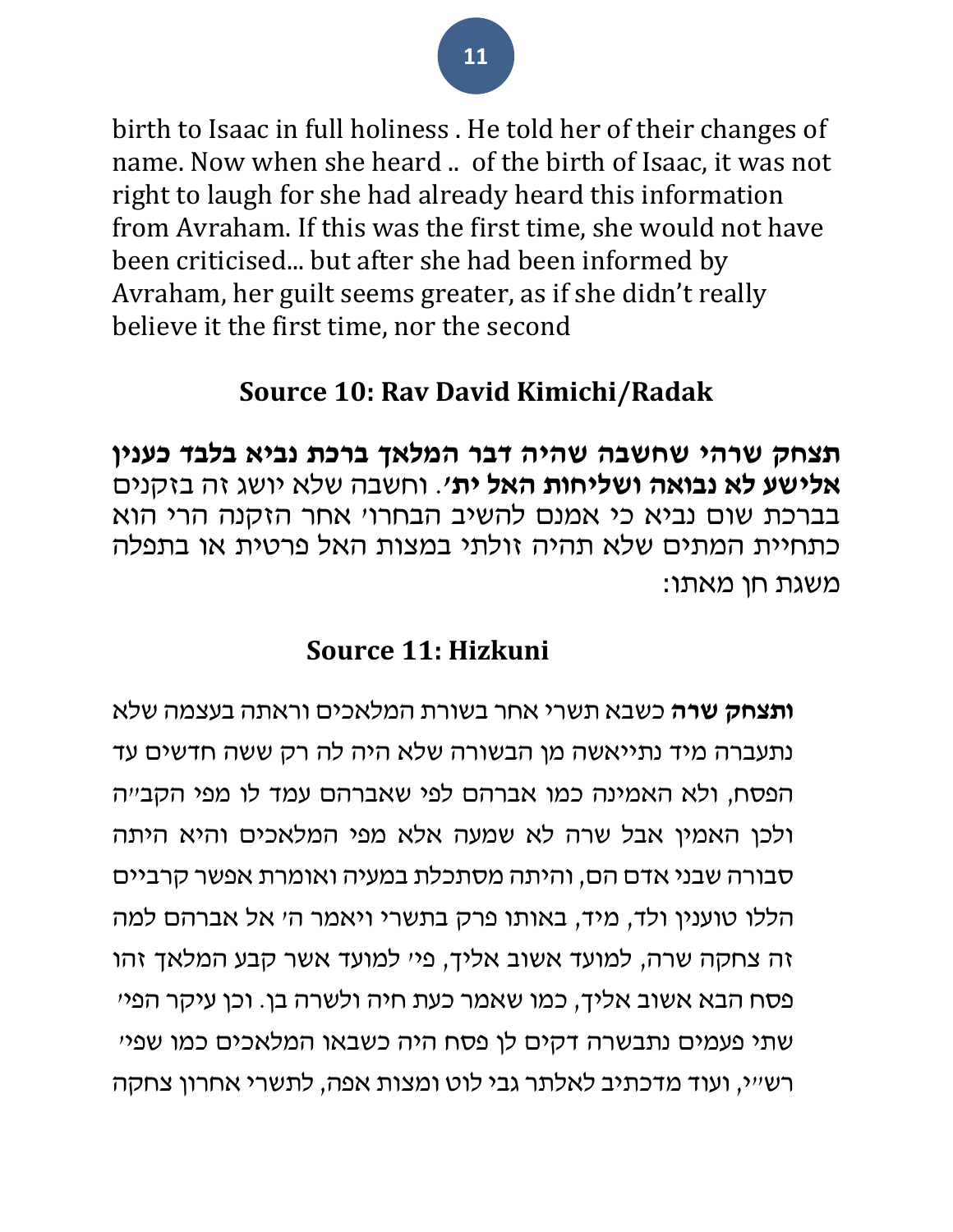birth to Isaac in full holiness . He told her of their changes of name. Now when she heard .. of the birth of Isaac, it was not right to laugh for she had already heard this information from Avraham. If this was the first time, she would not have been criticised... but after she had been informed by Avraham, her guilt seems greater, as if she didn't really believe it the first time, nor the second

## Source 10: Rav David Kimichi/Radak

**תצחק שרה' שחשבה שהיה דבר המלאך ברכת נביא בלבד כענין אלישע לא נבואה ושליחות האל ית'**. וחשבה שלא יושג זה בזקנים בברכת שום נביא כי אמנם להשיב הבחרו' אחר הזקנה הרי הוא כתחיית המתים שלא תהיה זולתי במצות האל פרטית או בתפלה משגת חן מאתו:

## Source 11: Hizkuni

**ותצחק שרה** כשבא תשרי אחר בשורת המלאכים וראתה בעצמה שלא נתעברה מיד נתייאשה מן הבשורה שלא היה לה רק ששה חדשים עד הפסח, ולא האמינה כמו אברהם לפי שאברהם עמד לו מפי הקב"ה ולכן האמין אבל שרה לא שמעה אלא מפי המלאכים והיא היתה סבורה שבני אדם הם, והיתה מסתכלת במעיה ואומרת אפשר קרביים הללו טוענין ולד, מיד, באותו פרק בתשרי ויאמר ה' אל אברהם למה זה צחקה שרה, למועד אשוב אליך, פי' למועד אשר קבע המלאך זהו פסח הבא אשוב אליך, כמו שאמר כעת חיה ולשרה בן. וכן עיקר הפי' שתי פעמים נתבשרה דקים לן פסח היה כשבאו המלאכים כמו שפי' רש"י, ועוד מדכתיב לאלתר גבי לוט ומצות אפה, לתשרי אחרון צחקה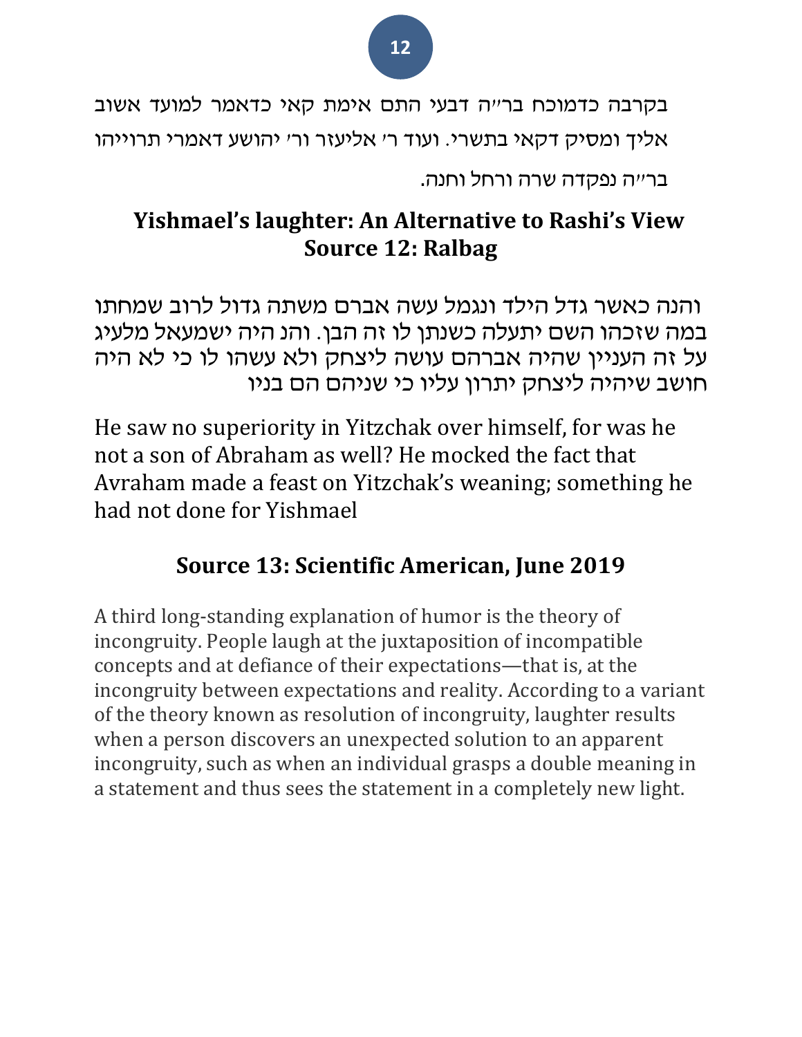בקרבה כדמוכח בר״ה דבעי התם אימת קאי כדאמר למועד אשוב אליך ומסיק דקאי בתשרי. ועוד ר׳ אליעזר ור׳ יהושע דאמרי תרוייהו בר״ה נפקדה שרה ורחל וחנה.

## Yishmael's laughter: An Alternative to Rashi's View
## Source 12: Ralbag

והנה כאשר גדל הילד ונגמל עשה אברם משתה גדול לרוב שמחתו במה שזכהו השם יתעלה כשנתן לו זה הבן. והנ היה ישמעאל מלעיג על זה העניין שהיה אברהם עושה ליצחק ולא עשהו לו כי לא היה חושב שיהיה ליצחק יתרון עליו כי שניהם הם בניו

He saw no superiority in Yitzchak over himself, for was he not a son of Abraham as well? He mocked the fact that Avraham made a feast on Yitzchak's weaning; something he had not done for Yishmael

## Source 13: Scientific American, June 2019

A third long-standing explanation of humor is the theory of incongruity. People laugh at the juxtaposition of incompatible concepts and at defiance of their expectations—that is, at the incongruity between expectations and reality. According to a variant of the theory known as resolution of incongruity, laughter results when a person discovers an unexpected solution to an apparent incongruity, such as when an individual grasps a double meaning in a statement and thus sees the statement in a completely new light.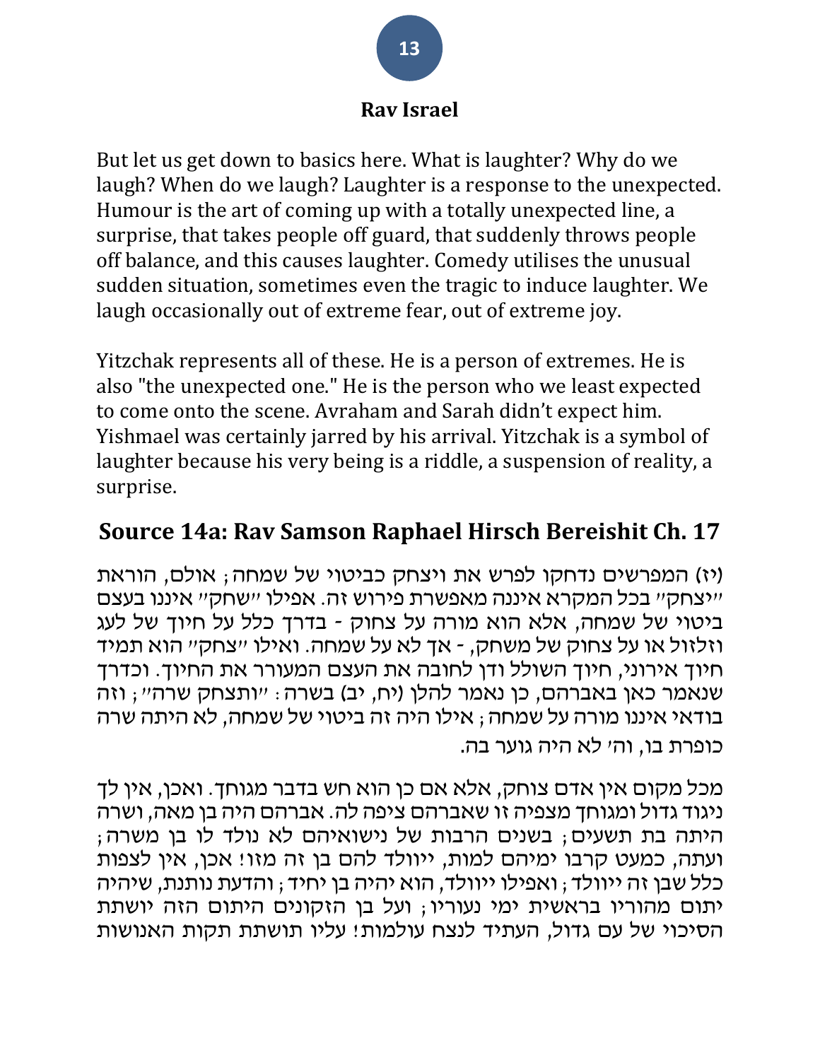**Rav Israel**

But let us get down to basics here. What is laughter? Why do we laugh? When do we laugh? Laughter is a response to the unexpected. Humour is the art of coming up with a totally unexpected line, a surprise, that takes people off guard, that suddenly throws people off balance, and this causes laughter. Comedy utilises the unusual sudden situation, sometimes even the tragic to induce laughter. We laugh occasionally out of extreme fear, out of extreme joy.

Yitzchak represents all of these. He is a person of extremes. He is also "the unexpected one." He is the person who we least expected to come onto the scene. Avraham and Sarah didn't expect him. Yishmael was certainly jarred by his arrival. Yitzchak is a symbol of laughter because his very being is a riddle, a suspension of reality, a surprise.

## Source 14a: Rav Samson Raphael Hirsch Bereishit Ch. 17

(יז) המפרשים נדחקו לפרש את ויצחק כביטוי של שמחה; אולם, הוראת "יצחק" בכל המקרא איננה מאפשרת פירוש זה. אפילו "שחק" איננו בעצם ביטוי של שמחה, אלא הוא מורה על צחוק - בדרך כלל על חיוך של לעג וזלזול או על צחוק של משחק, - אך לא על שמחה. ואילו "צחק" הוא תמיד חיוך אירוני, חיוך השולל ודן לחובה את העצם המעורר את החיוך. וכדרך שנאמר כאן באברהם, כן נאמר להלן (יח, יב) בשרה: "ותצחק שרה"; וזה בודאי איננו מורה על שמחה; אילו היה זה ביטוי של שמחה, לא היתה שרה כופרת בו, וה' לא היה גוער בה.

מכל מקום אין אדם צוחק, אלא אם כן הוא חש בדבר מגוחך. ואכן, אין לך ניגוד גדול ומגוחך מצפיה זו שאברהם ציפה לה. אברהם היה בן מאה, ושרה היתה בת תשעים; בשנים הרבות של נישואיהם לא נולד לו בן משרה; ועתה, כמעט קרבו ימיהם למות, ייוולד להם בן זה מזו! אכן, אין לצפות כלל שבן זה ייוולד; ואפילו ייוולד, הוא יהיה בן יחיד; והדעת נותנת, שיהיה יתום מהוריו בראשית ימי נעוריו; ועל בן הזקונים היתום הזה יושתת הסיכוי של עם גדול, העתיד לנצח עולמות! עליו תושתת תקות האנושות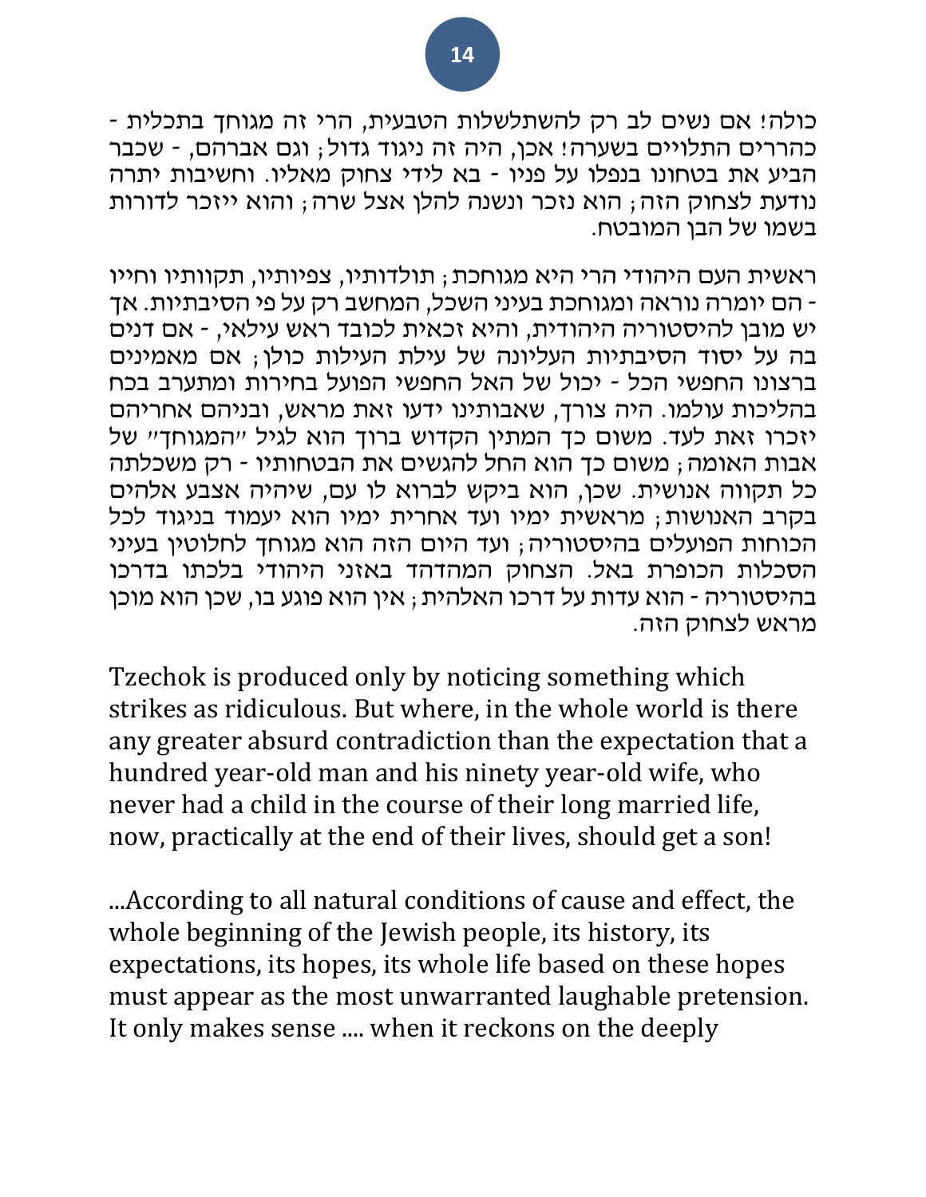כולה! אם נשים לב רק להשתלשלות הטבעית, הרי זה מגוחך בתכלית - כהררים התלויים בשערה! אכן, היה זה ניגוד גדול; וגם אברהם, - שכבר הביע את בטחונו בנפלו על פניו - בא לידי צחוק מאליו. וחשיבות יתרה נודעת לצחוק הזה; הוא נזכר ונשנה להלן אצל שרה; והוא ייזכר לדורות בשמו של הבן המובטח.

ראשית העם היהודי הרי היא מגוחכת; תולדותיו, צפיותיו, תקוותיו וחייו - הם יומרה נוראה ומגוחכת בעיני השכל, המחשב רק על פי הסיבתיות. אך יש מובן להיסטוריה היהודית, והיא זכאית לכובד ראש עילאי, - אם דנים בה על יסוד הסיבתיות העליונה של עילת העילות כולן; אם מאמינים ברצונו החפשי הכל - יכול של האל החפשי הפועל בחירות ומתערב בכח בהליכות עולמו. היה צורך, שאבותינו ידעו זאת מראש, ובניהם אחריהם יזכרו זאת לעד. משום כך המתין הקדוש ברוך הוא לגיל "המגוחך" של אבות האומה; משום כך הוא החל להגשים את הבטחותיו - רק משכלתה כל תקווה אנושית. שכן, הוא ביקש לברוא לו עם, שיהיה אצבע אלהים בקרב האנושות; מראשית ימיו ועד אחרית ימיו הוא יעמוד בניגוד לכל הכוחות הפועלים בהיסטוריה; ועד היום הזה הוא מגוחך לחלוטין בעיני הסכלות הכופרת באל. הצחוק המהדהד באזני היהודי בלכתו בדרכו בהיסטוריה - הוא עדות על דרכו האלהית; אין הוא פוגע בו, שכן הוא מוכן מראש לצחוק הזה.

Tzechok is produced only by noticing something which strikes as ridiculous. But where, in the whole world is there any greater absurd contradiction than the expectation that a hundred year-old man and his ninety year-old wife, who never had a child in the course of their long married life, now, practically at the end of their lives, should get a son!

...According to all natural conditions of cause and effect, the whole beginning of the Jewish people, its history, its expectations, its hopes, its whole life based on these hopes must appear as the most unwarranted laughable pretension. It only makes sense .... when it reckons on the deeply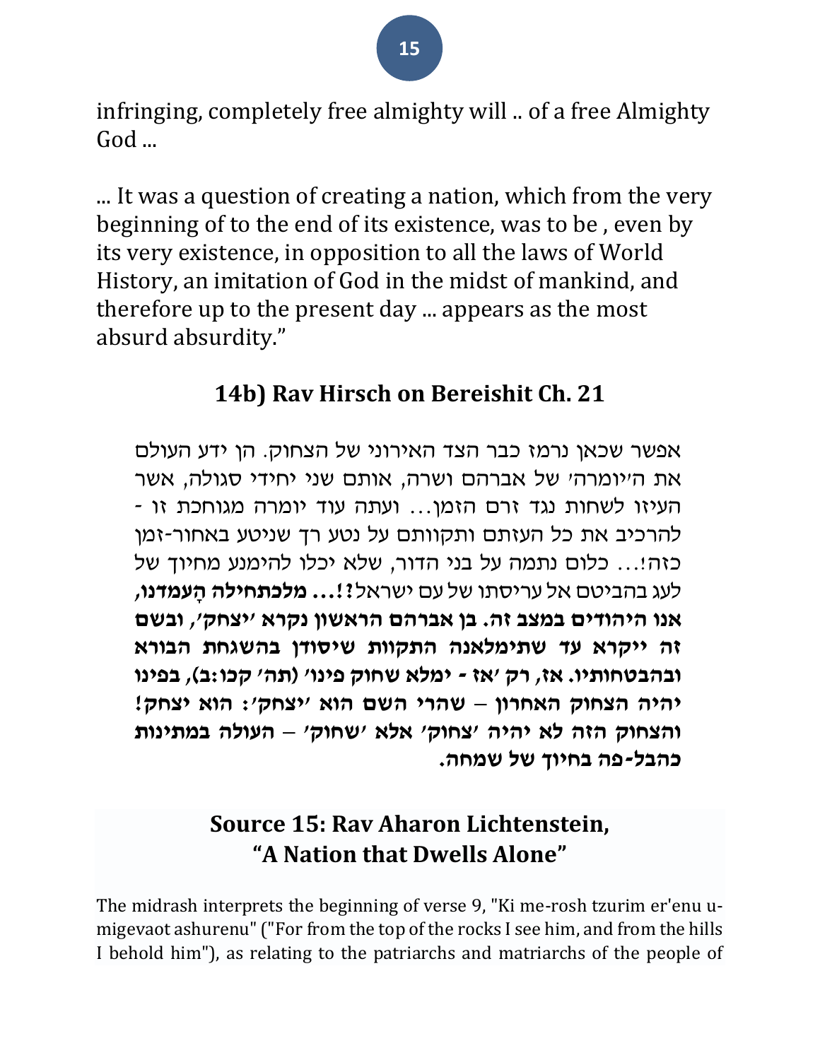infringing, completely free almighty will .. of a free Almighty God ...

... It was a question of creating a nation, which from the very beginning of to the end of its existence, was to be , even by its very existence, in opposition to all the laws of World History, an imitation of God in the midst of mankind, and therefore up to the present day ... appears as the most absurd absurdity."

## 14b) Rav Hirsch on Bereishit Ch. 21

אפשר שכאן נרמז כבר הצד האירוני של הצחוק. הן ידע העולם את ה'יומרה' של אברהם ושרה, אותם שני יחידי סגולה, אשר העיזו לשחות נגד זרם הזמן... ועתה עוד יומרה מגוחכת זו - להרכיב את כל העזתם ותקוותם על נטע רך שניטע באחור-זמן כזה!... כלום נתמה על בני הדור, שלא יכלו להימנע מחיוך של לעג בהביטם אל עריסתו של עם ישראל?!... **מלכתחילה הָעמדנו, אנו היהודים במצב זה. בן אברהם הראשון נקרא 'יצחק', ובשם זה ייקרא עד שתימלאנה התקוות שיסודן בהשגחת הבורא ובהבטחותיו. אז, רק 'אז - ימלא שחוק פינו' (תה' קכו:ב), בפינו יהיה הצחוק האחרון – שהרי השם הוא 'יצחק': הוא יצחק! והצחוק הזה לא יהיה 'צחוק' אלא 'שחוק' – העולה במתינות כהבל-פה בחיוך של שמחה.**

## Source 15: Rav Aharon Lichtenstein, "A Nation that Dwells Alone"

The midrash interprets the beginning of verse 9, "Ki me-rosh tzurim er'enu u-migevaot ashurenu" ("For from the top of the rocks I see him, and from the hills I behold him"), as relating to the patriarchs and matriarchs of the people of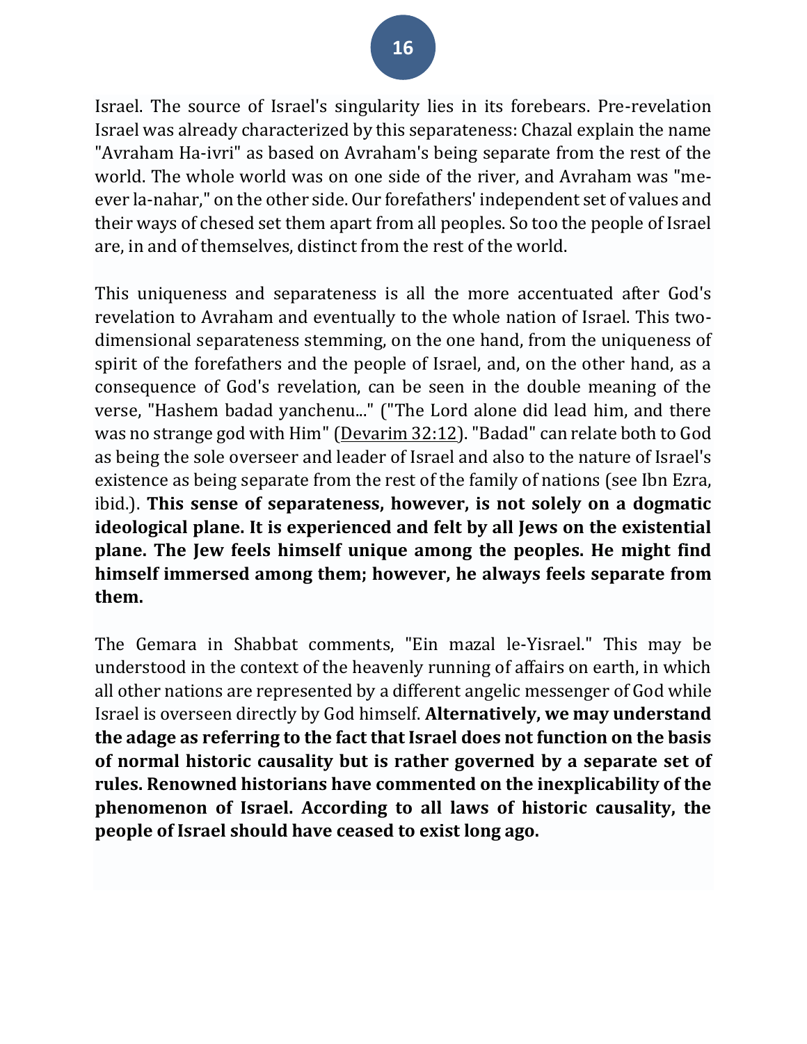Israel. The source of Israel's singularity lies in its forebears. Pre-revelation Israel was already characterized by this separateness: Chazal explain the name "Avraham Ha-ivri" as based on Avraham's being separate from the rest of the world. The whole world was on one side of the river, and Avraham was "me-ever la-nahar," on the other side. Our forefathers' independent set of values and their ways of chesed set them apart from all peoples. So too the people of Israel are, in and of themselves, distinct from the rest of the world.

This uniqueness and separateness is all the more accentuated after God's revelation to Avraham and eventually to the whole nation of Israel. This two-dimensional separateness stemming, on the one hand, from the uniqueness of spirit of the forefathers and the people of Israel, and, on the other hand, as a consequence of God's revelation, can be seen in the double meaning of the verse, "Hashem badad yanchenu..." ("The Lord alone did lead him, and there was no strange god with Him" (Devarim 32:12). "Badad" can relate both to God as being the sole overseer and leader of Israel and also to the nature of Israel's existence as being separate from the rest of the family of nations (see Ibn Ezra, ibid.). **This sense of separateness, however, is not solely on a dogmatic ideological plane. It is experienced and felt by all Jews on the existential plane. The Jew feels himself unique among the peoples. He might find himself immersed among them; however, he always feels separate from them.**

The Gemara in Shabbat comments, "Ein mazal le-Yisrael." This may be understood in the context of the heavenly running of affairs on earth, in which all other nations are represented by a different angelic messenger of God while Israel is overseen directly by God himself. **Alternatively, we may understand the adage as referring to the fact that Israel does not function on the basis of normal historic causality but is rather governed by a separate set of rules. Renowned historians have commented on the inexplicability of the phenomenon of Israel. According to all laws of historic causality, the people of Israel should have ceased to exist long ago.**